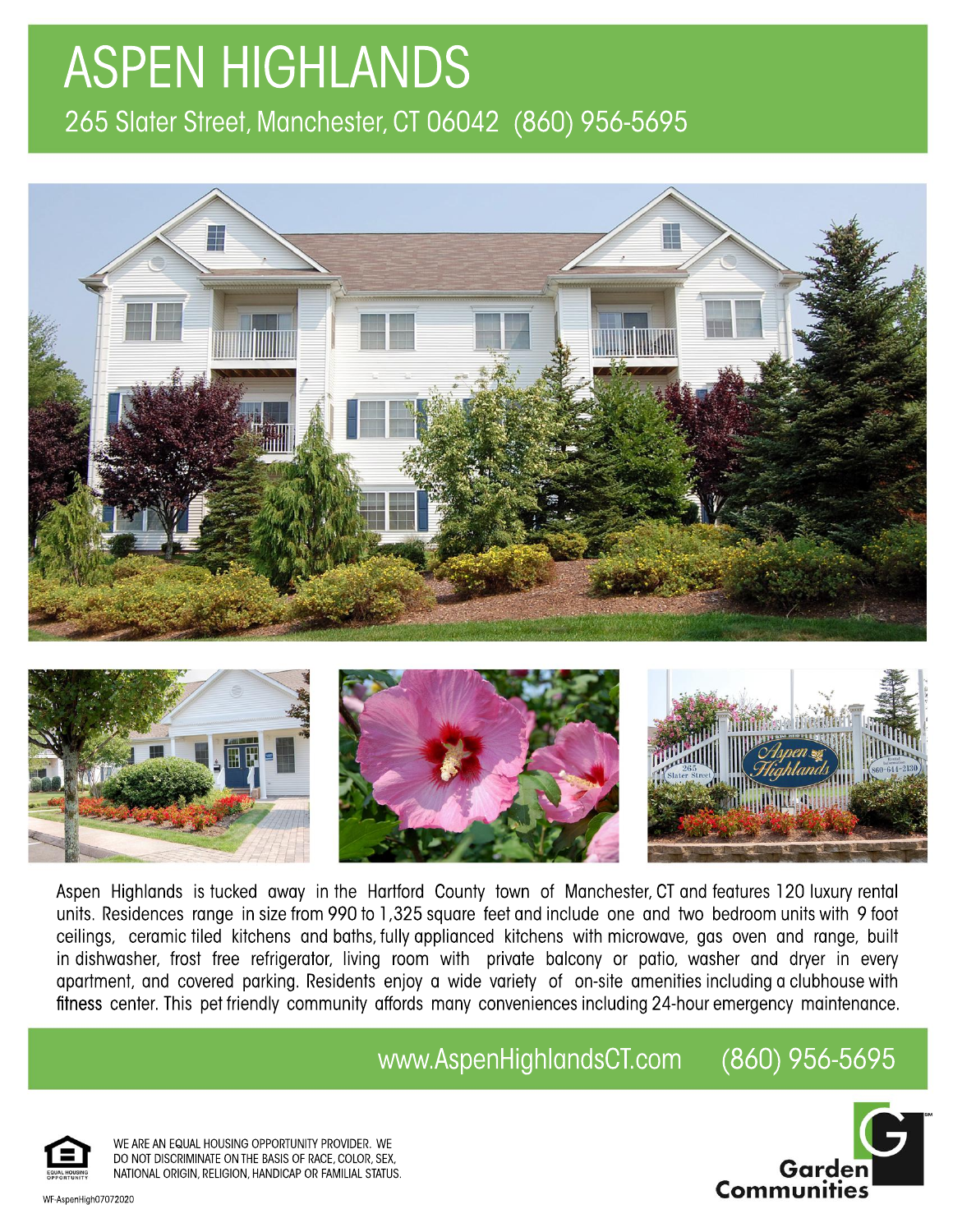# ASPEN HIGHLANDS

265 Slater Street, Manchester, CT 06042 (860) 956-5695

Aspen Highlands is tucked away in the Hartford County town of Manchester, CT and features 120 luxury rental units. Residences range in size from 990 to 1,325 square feet and include one and two bedroom units with 9 foot ceilings, ceramic tiled kitchens and baths, fully applianced kitchens with microwave, gas oven and range, built in dishwasher, frost free refrigerator, living room with private balcony or patio, washer and dryer in every apartment, and covered parking. Residents enjoy a wide variety of on-site amenities including a clubhouse with fitness center. This pet friendly community affords many conveniences including 24-hour emergency maintenance.

www.AspenHighlandsCT.com (860) 956-5695

WE ARE AN EQUAL HOUSING OPPORTUNITY PROVIDER. WE DO NOT DISCRIMINATE ON THE BASIS OF RACE, COLOR, SEX, NATIONAL ORIGIN, RELIGION, HANDICAP OR FAMILIAL STATUS.

Garden Communities

WF-AspenHigh07072020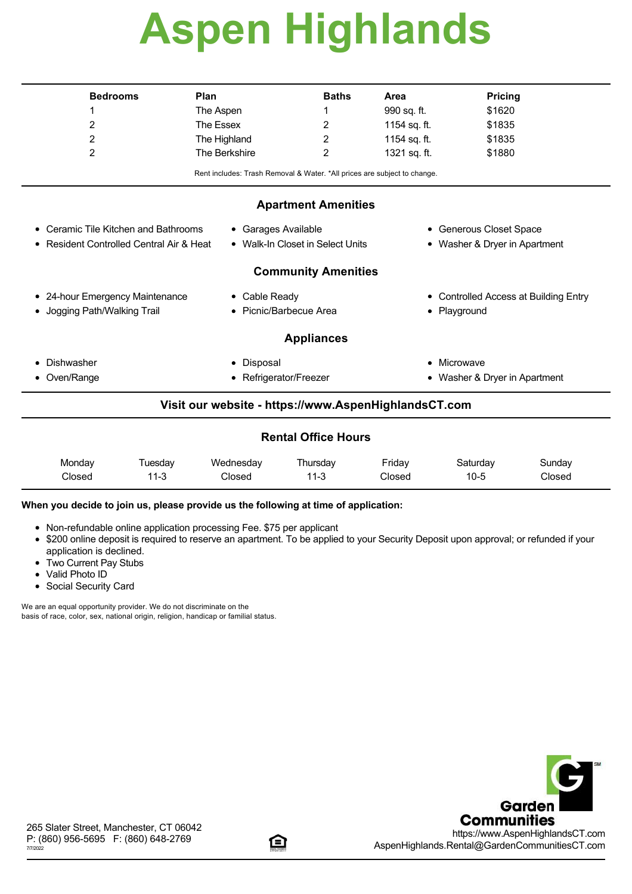# Aspen Highlands

| Bedrooms | Plan | Baths | Area | Pricing |
|---|---|---|---|---|
| 1 | The Aspen | 1 | 990 sq. ft. | $1620 |
| 2 | The Essex | 2 | 1154 sq. ft. | $1835 |
| 2 | The Highland | 2 | 1154 sq. ft. | $1835 |
| 2 | The Berkshire | 2 | 1321 sq. ft. | $1880 |

Rent includes: Trash Removal & Water. *All prices are subject to change.

## Apartment Amenities

- Ceramic Tile Kitchen and Bathrooms
- Resident Controlled Central Air & Heat
- Garages Available
- Walk-In Closet in Select Units
- Generous Closet Space
- Washer & Dryer in Apartment

## Community Amenities

- 24-hour Emergency Maintenance
- Jogging Path/Walking Trail
- Cable Ready
- Picnic/Barbecue Area
- Controlled Access at Building Entry
- Playground

## Appliances

- Dishwasher
- Oven/Range
- Disposal
- Refrigerator/Freezer
- Microwave
- Washer & Dryer in Apartment

**Visit our website - https://www.AspenHighlandsCT.com**

## Rental Office Hours

| Monday | Tuesday | Wednesday | Thursday | Friday | Saturday | Sunday |
|---|---|---|---|---|---|---|
| Closed | 11-3 | Closed | 11-3 | Closed | 10-5 | Closed |

**When you decide to join us, please provide us the following at time of application:**

- Non-refundable online application processing Fee. $75 per applicant
- $200 online deposit is required to reserve an apartment. To be applied to your Security Deposit upon approval; or refunded if your application is declined.
- Two Current Pay Stubs
- Valid Photo ID
- Social Security Card

We are an equal opportunity provider. We do not discriminate on the basis of race, color, sex, national origin, religion, handicap or familial status.

Garden Communities

265 Slater Street, Manchester, CT 06042
P: (860) 956-5695 F: (860) 648-2769
7/7/2022

https://www.AspenHighlandsCT.com
AspenHighlands.Rental@GardenCommunitiesCT.com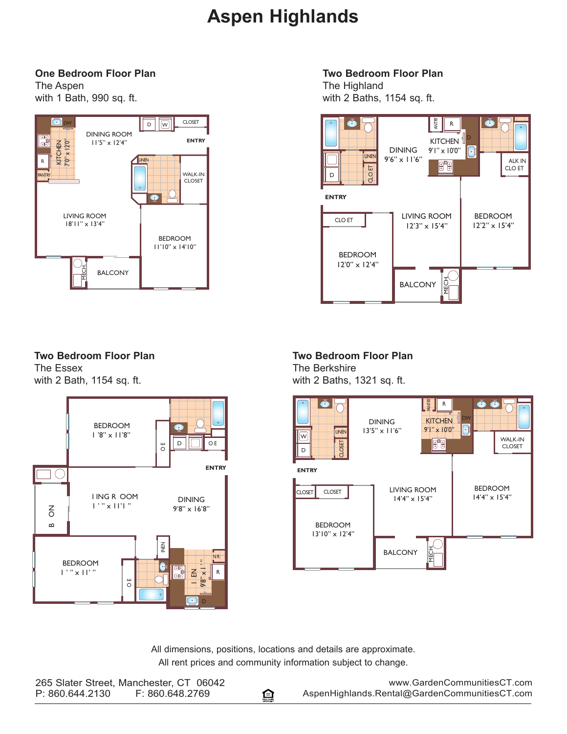# Aspen Highlands

### One Bedroom Floor Plan
The Aspen
with 1 Bath, 990 sq. ft.

KITCHEN 7'0" x 12'0"
DINING ROOM 11'5" x 12'4"
LIVING ROOM 18'11" x 13'4"
BEDROOM 11'10" x 14'10"
WALK-IN CLOSET
BALCONY

### Two Bedroom Floor Plan
The Highland
with 2 Baths, 1154 sq. ft.

DINING 9'6" x 11'6"
KITCHEN 9'1" x 10'0"
LIVING ROOM 12'3" x 15'4"
BEDROOM 12'0" x 12'4"
BEDROOM 12'2" x 15'4"
BALCONY

### Two Bedroom Floor Plan
The Essex
with 2 Bath, 1154 sq. ft.

BEDROOM 1 '8" x 11'8"
DINING 9'8" x 16'8"
BEDROOM
BALCONY

### Two Bedroom Floor Plan
The Berkshire
with 2 Baths, 1321 sq. ft.

DINING 13'5" x 11'6"
KITCHEN 9'1" x 10'0"
LIVING ROOM 14'4" x 15'4"
BEDROOM 13'10" x 12'4"
BEDROOM 14'4" x 15'4"
WALK-IN CLOSET
BALCONY

All dimensions, positions, locations and details are approximate.
All rent prices and community information subject to change.

265 Slater Street, Manchester, CT 06042
P: 860.644.2130 F: 860.648.2769

www.GardenCommunitiesCT.com
AspenHighlands.Rental@GardenCommunitiesCT.com